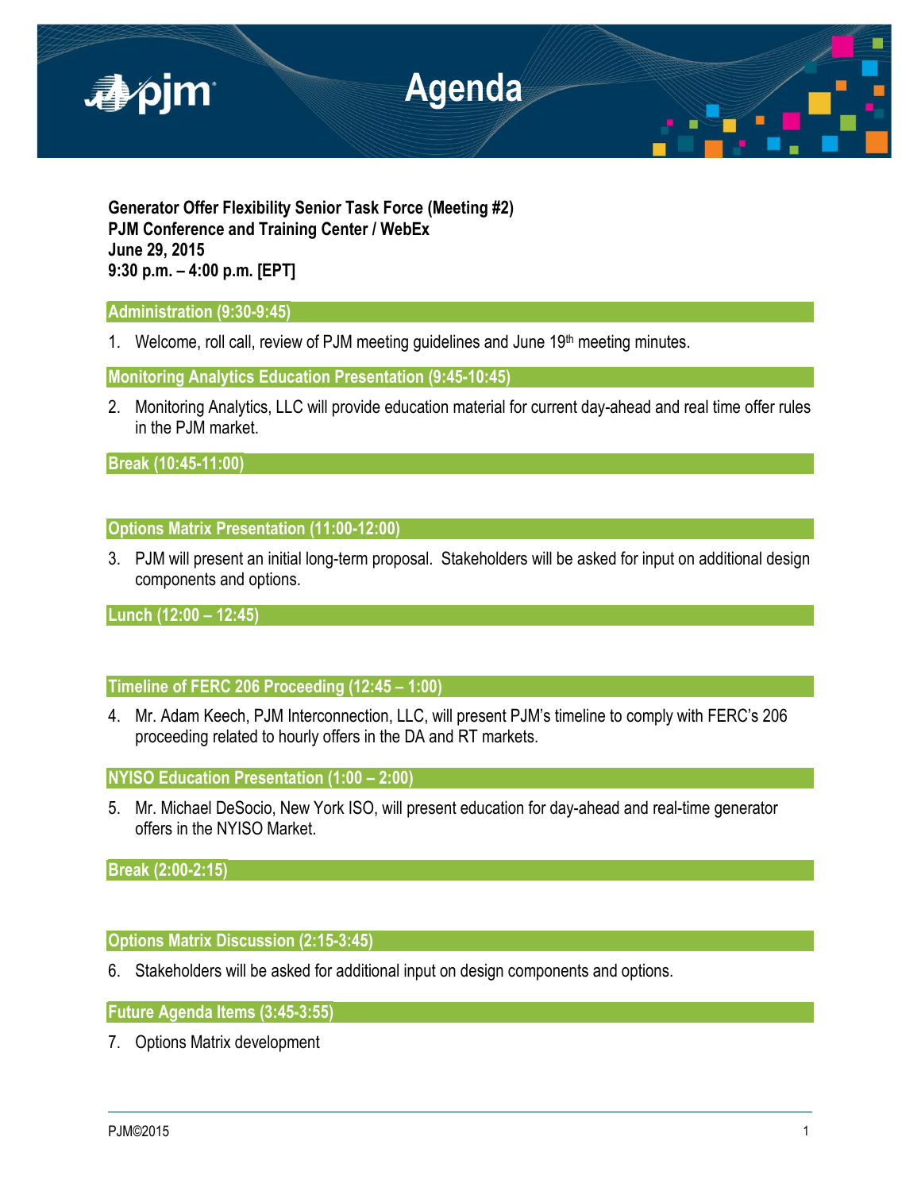# Agenda

**Generator Offer Flexibility Senior Task Force (Meeting #2)**
**PJM Conference and Training Center / WebEx**
**June 29, 2015**
**9:30 p.m. – 4:00 p.m. [EPT]**

## Administration (9:30-9:45)

1. Welcome, roll call, review of PJM meeting guidelines and June 19th meeting minutes.

## Monitoring Analytics Education Presentation (9:45-10:45)

2. Monitoring Analytics, LLC will provide education material for current day-ahead and real time offer rules in the PJM market.

## Break (10:45-11:00)

## Options Matrix Presentation (11:00-12:00)

3. PJM will present an initial long-term proposal. Stakeholders will be asked for input on additional design components and options.

## Lunch (12:00 – 12:45)

## Timeline of FERC 206 Proceeding (12:45 – 1:00)

4. Mr. Adam Keech, PJM Interconnection, LLC, will present PJM's timeline to comply with FERC's 206 proceeding related to hourly offers in the DA and RT markets.

## NYISO Education Presentation (1:00 – 2:00)

5. Mr. Michael DeSocio, New York ISO, will present education for day-ahead and real-time generator offers in the NYISO Market.

## Break (2:00-2:15)

## Options Matrix Discussion (2:15-3:45)

6. Stakeholders will be asked for additional input on design components and options.

## Future Agenda Items (3:45-3:55)

7. Options Matrix development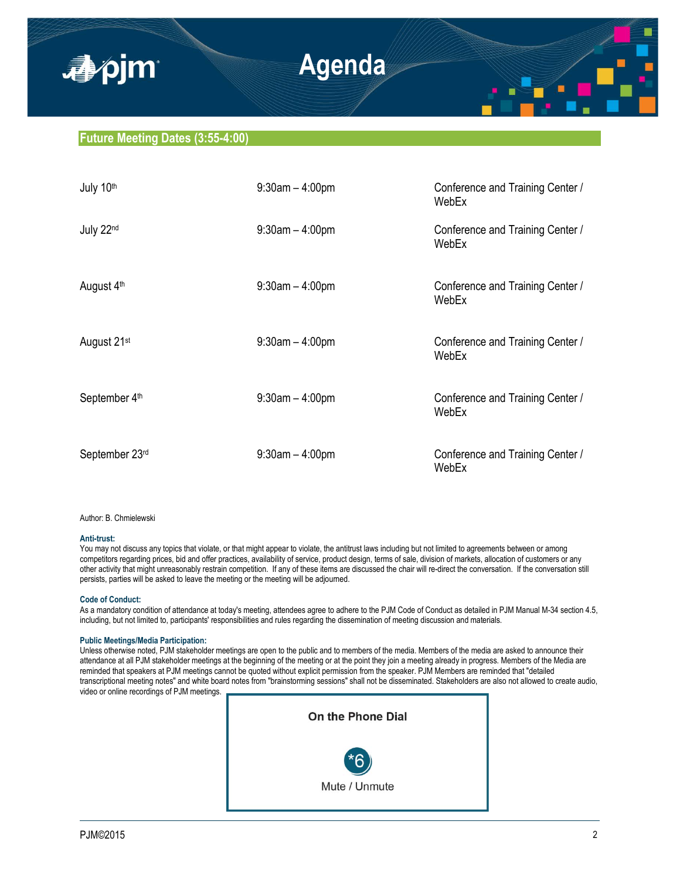## Future Meeting Dates (3:55-4:00)

| | | |
|---|---|---|
| July 10th | 9:30am – 4:00pm | Conference and Training Center / WebEx |
| July 22nd | 9:30am – 4:00pm | Conference and Training Center / WebEx |
| August 4th | 9:30am – 4:00pm | Conference and Training Center / WebEx |
| August 21st | 9:30am – 4:00pm | Conference and Training Center / WebEx |
| September 4th | 9:30am – 4:00pm | Conference and Training Center / WebEx |
| September 23rd | 9:30am – 4:00pm | Conference and Training Center / WebEx |

Author: B. Chmielewski

**Anti-trust:**
You may not discuss any topics that violate, or that might appear to violate, the antitrust laws including but not limited to agreements between or among competitors regarding prices, bid and offer practices, availability of service, product design, terms of sale, division of markets, allocation of customers or any other activity that might unreasonably restrain competition. If any of these items are discussed the chair will re-direct the conversation. If the conversation still persists, parties will be asked to leave the meeting or the meeting will be adjourned.

**Code of Conduct:**
As a mandatory condition of attendance at today's meeting, attendees agree to adhere to the PJM Code of Conduct as detailed in PJM Manual M-34 section 4.5, including, but not limited to, participants' responsibilities and rules regarding the dissemination of meeting discussion and materials.

**Public Meetings/Media Participation:**
Unless otherwise noted, PJM stakeholder meetings are open to the public and to members of the media. Members of the media are asked to announce their attendance at all PJM stakeholder meetings at the beginning of the meeting or at the point they join a meeting already in progress. Members of the Media are reminded that speakers at PJM meetings cannot be quoted without explicit permission from the speaker. PJM Members are reminded that "detailed transcriptional meeting notes" and white board notes from "brainstorming sessions" shall not be disseminated. Stakeholders are also not allowed to create audio, video or online recordings of PJM meetings.

**On the Phone Dial**

*6

Mute / Unmute